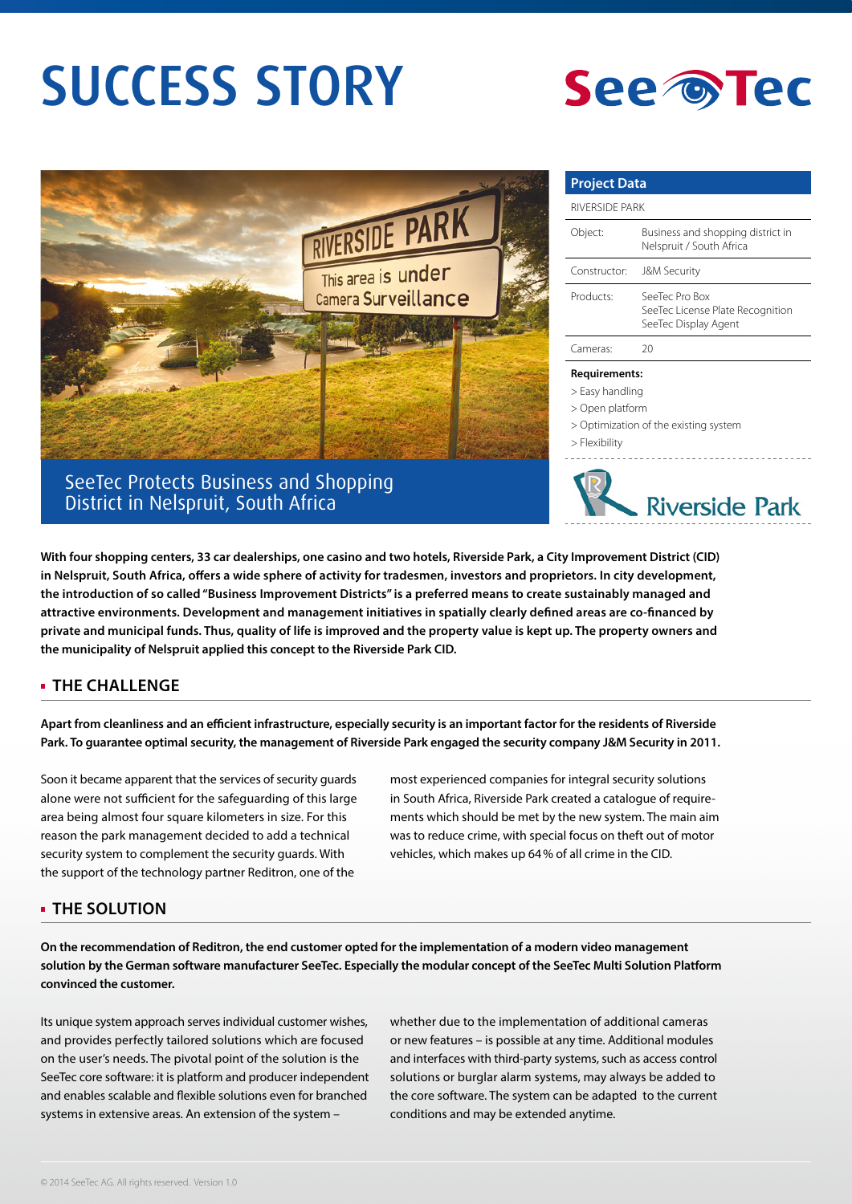# SUCCESS STORY

SeeTec

SeeTec Protects Business and Shopping District in Nelspruit, South Africa

| Project Data | |
|---|---|
| RIVERSIDE PARK | |
| Object: | Business and shopping district in Nelspruit / South Africa |
| Constructor: | J&M Security |
| Products: | SeeTec Pro Box<br>SeeTec License Plate Recognition<br>SeeTec Display Agent |
| Cameras: | 20 |

**Requirements:**

> Easy handling
> Open platform
> Optimization of the existing system
> Flexibility

Riverside Park

**With four shopping centers, 33 car dealerships, one casino and two hotels, Riverside Park, a City Improvement District (CID) in Nelspruit, South Africa, offers a wide sphere of activity for tradesmen, investors and proprietors. In city development, the introduction of so called "Business Improvement Districts" is a preferred means to create sustainably managed and attractive environments. Development and management initiatives in spatially clearly defined areas are co-financed by private and municipal funds. Thus, quality of life is improved and the property value is kept up. The property owners and the municipality of Nelspruit applied this concept to the Riverside Park CID.**

## THE CHALLENGE

**Apart from cleanliness and an efficient infrastructure, especially security is an important factor for the residents of Riverside Park. To guarantee optimal security, the management of Riverside Park engaged the security company J&M Security in 2011.**

Soon it became apparent that the services of security guards alone were not sufficient for the safeguarding of this large area being almost four square kilometers in size. For this reason the park management decided to add a technical security system to complement the security guards. With the support of the technology partner Reditron, one of the most experienced companies for integral security solutions in South Africa, Riverside Park created a catalogue of requirements which should be met by the new system. The main aim was to reduce crime, with special focus on theft out of motor vehicles, which makes up 64 % of all crime in the CID.

## THE SOLUTION

**On the recommendation of Reditron, the end customer opted for the implementation of a modern video management solution by the German software manufacturer SeeTec. Especially the modular concept of the SeeTec Multi Solution Platform convinced the customer.**

Its unique system approach serves individual customer wishes, and provides perfectly tailored solutions which are focused on the user's needs. The pivotal point of the solution is the SeeTec core software: it is platform and producer independent and enables scalable and flexible solutions even for branched systems in extensive areas. An extension of the system – whether due to the implementation of additional cameras or new features – is possible at any time. Additional modules and interfaces with third-party systems, such as access control solutions or burglar alarm systems, may always be added to the core software. The system can be adapted to the current conditions and may be extended anytime.

© 2014 SeeTec AG. All rights reserved. Version 1.0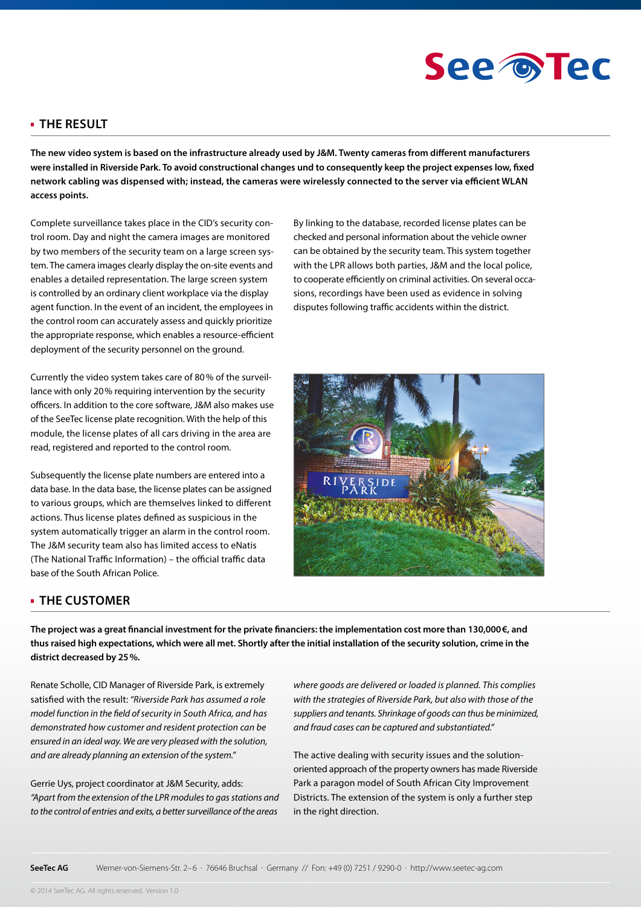## THE RESULT

**The new video system is based on the infrastructure already used by J&M. Twenty cameras from different manufacturers were installed in Riverside Park. To avoid constructional changes und to consequently keep the project expenses low, fixed network cabling was dispensed with; instead, the cameras were wirelessly connected to the server via efficient WLAN access points.**

Complete surveillance takes place in the CID's security control room. Day and night the camera images are monitored by two members of the security team on a large screen system. The camera images clearly display the on-site events and enables a detailed representation. The large screen system is controlled by an ordinary client workplace via the display agent function. In the event of an incident, the employees in the control room can accurately assess and quickly prioritize the appropriate response, which enables a resource-efficient deployment of the security personnel on the ground.

Currently the video system takes care of 80 % of the surveillance with only 20 % requiring intervention by the security officers. In addition to the core software, J&M also makes use of the SeeTec license plate recognition. With the help of this module, the license plates of all cars driving in the area are read, registered and reported to the control room.

Subsequently the license plate numbers are entered into a data base. In the data base, the license plates can be assigned to various groups, which are themselves linked to different actions. Thus license plates defined as suspicious in the system automatically trigger an alarm in the control room. The J&M security team also has limited access to eNatis (The National Traffic Information) – the official traffic data base of the South African Police.

By linking to the database, recorded license plates can be checked and personal information about the vehicle owner can be obtained by the security team. This system together with the LPR allows both parties, J&M and the local police, to cooperate efficiently on criminal activities. On several occasions, recordings have been used as evidence in solving disputes following traffic accidents within the district.

## THE CUSTOMER

**The project was a great financial investment for the private financiers: the implementation cost more than 130,000 €, and thus raised high expectations, which were all met. Shortly after the initial installation of the security solution, crime in the district decreased by 25 %.**

Renate Scholle, CID Manager of Riverside Park, is extremely satisfied with the result: *"Riverside Park has assumed a role model function in the field of security in South Africa, and has demonstrated how customer and resident protection can be ensured in an ideal way. We are very pleased with the solution, and are already planning an extension of the system."*

Gerrie Uys, project coordinator at J&M Security, adds: *"Apart from the extension of the LPR modules to gas stations and to the control of entries and exits, a better surveillance of the areas where goods are delivered or loaded is planned. This complies with the strategies of Riverside Park, but also with those of the suppliers and tenants. Shrinkage of goods can thus be minimized, and fraud cases can be captured and substantiated."*

The active dealing with security issues and the solution-oriented approach of the property owners has made Riverside Park a paragon model of South African City Improvement Districts. The extension of the system is only a further step in the right direction.

**SeeTec AG** Werner-von-Siemens-Str. 2–6 · 76646 Bruchsal · Germany // Fon: +49 (0) 7251 / 9290-0 · http://www.seetec-ag.com

© 2014 SeeTec AG. All rights reserved. Version 1.0